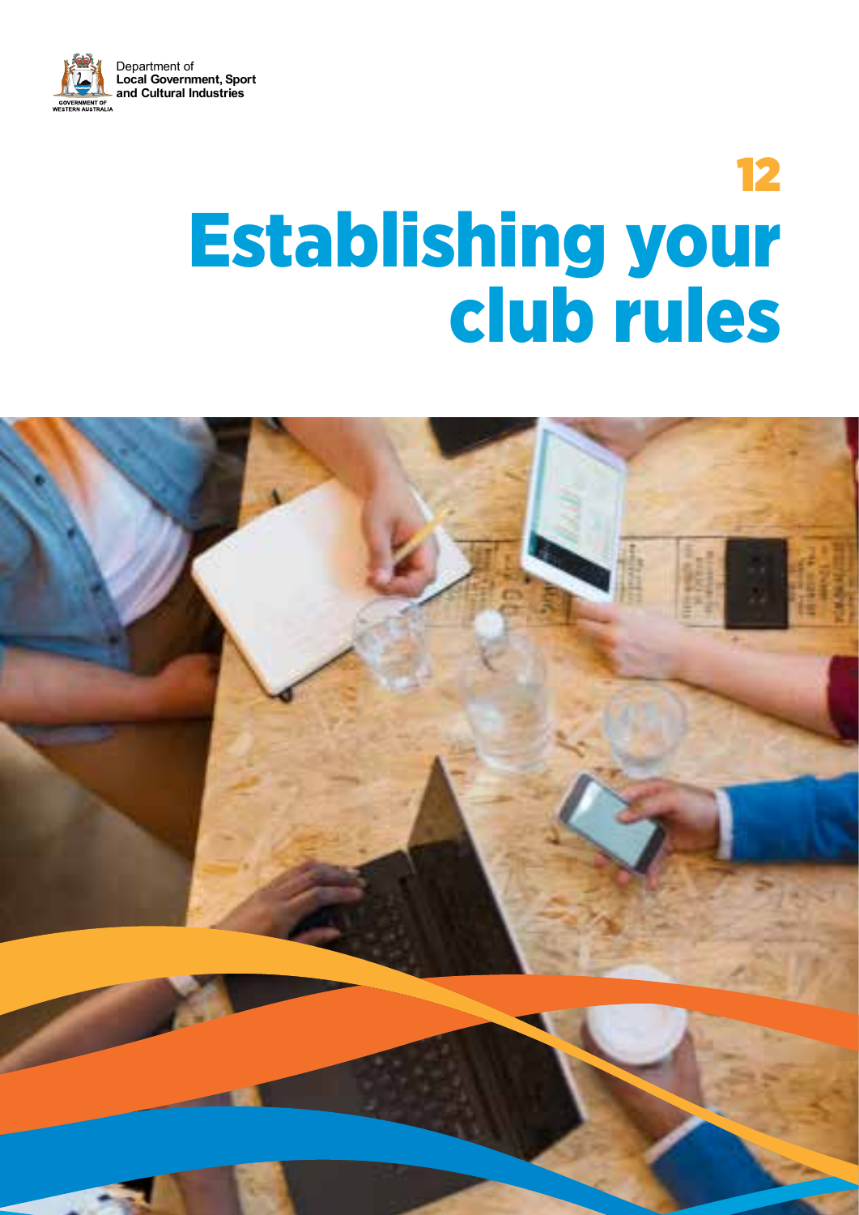Department of
**Local Government, Sport and Cultural Industries**

GOVERNMENT OF WESTERN AUSTRALIA

# 12 Establishing your club rules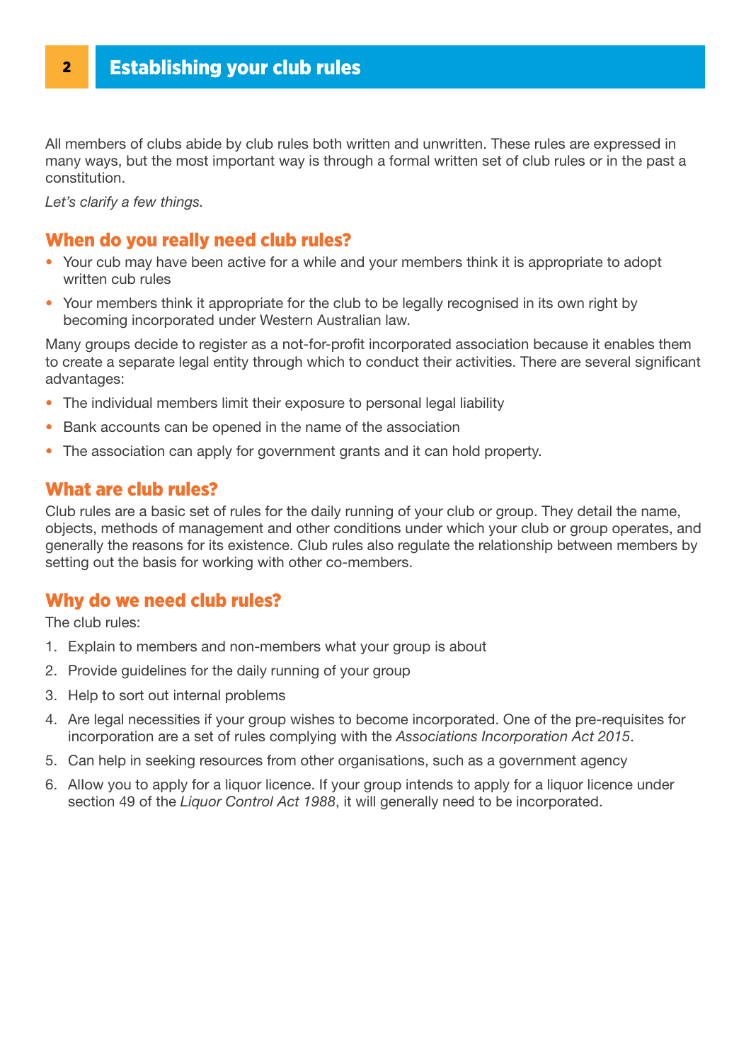# 2 Establishing your club rules

All members of clubs abide by club rules both written and unwritten. These rules are expressed in many ways, but the most important way is through a formal written set of club rules or in the past a constitution.

*Let's clarify a few things.*

## When do you really need club rules?

- Your cub may have been active for a while and your members think it is appropriate to adopt written cub rules
- Your members think it appropriate for the club to be legally recognised in its own right by becoming incorporated under Western Australian law.

Many groups decide to register as a not-for-profit incorporated association because it enables them to create a separate legal entity through which to conduct their activities. There are several significant advantages:

- The individual members limit their exposure to personal legal liability
- Bank accounts can be opened in the name of the association
- The association can apply for government grants and it can hold property.

## What are club rules?

Club rules are a basic set of rules for the daily running of your club or group. They detail the name, objects, methods of management and other conditions under which your club or group operates, and generally the reasons for its existence. Club rules also regulate the relationship between members by setting out the basis for working with other co-members.

## Why do we need club rules?

The club rules:

1. Explain to members and non-members what your group is about
2. Provide guidelines for the daily running of your group
3. Help to sort out internal problems
4. Are legal necessities if your group wishes to become incorporated. One of the pre-requisites for incorporation are a set of rules complying with the *Associations Incorporation Act 2015*.
5. Can help in seeking resources from other organisations, such as a government agency
6. Allow you to apply for a liquor licence. If your group intends to apply for a liquor licence under section 49 of the *Liquor Control Act 1988*, it will generally need to be incorporated.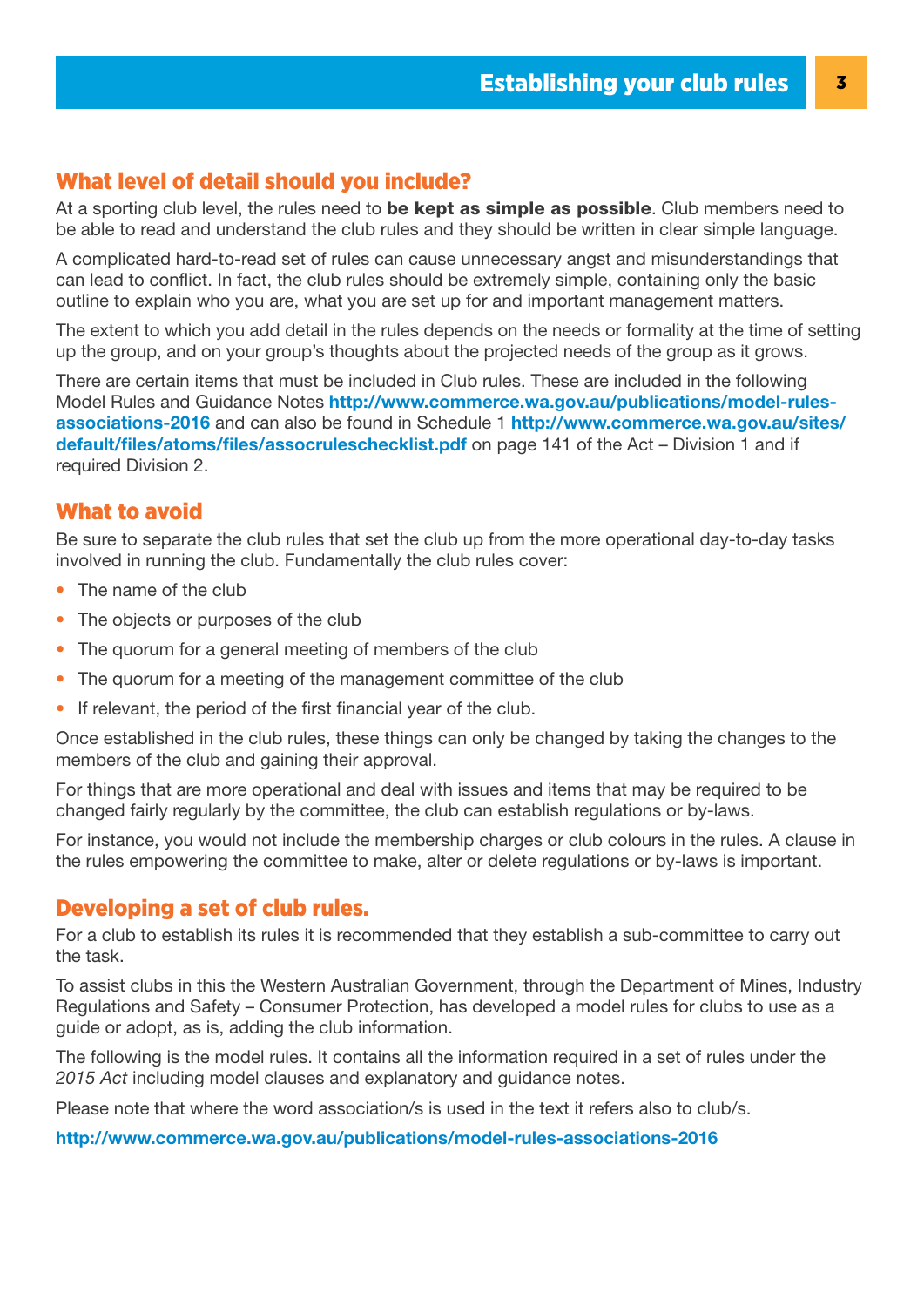## What level of detail should you include?

At a sporting club level, the rules need to **be kept as simple as possible**. Club members need to be able to read and understand the club rules and they should be written in clear simple language.

A complicated hard-to-read set of rules can cause unnecessary angst and misunderstandings that can lead to conflict. In fact, the club rules should be extremely simple, containing only the basic outline to explain who you are, what you are set up for and important management matters.

The extent to which you add detail in the rules depends on the needs or formality at the time of setting up the group, and on your group's thoughts about the projected needs of the group as it grows.

There are certain items that must be included in Club rules. These are included in the following Model Rules and Guidance Notes **http://www.commerce.wa.gov.au/publications/model-rules-associations-2016** and can also be found in Schedule 1 **http://www.commerce.wa.gov.au/sites/default/files/atoms/files/assocrulescheck list.pdf** on page 141 of the Act – Division 1 and if required Division 2.

## What to avoid

Be sure to separate the club rules that set the club up from the more operational day-to-day tasks involved in running the club. Fundamentally the club rules cover:

- The name of the club
- The objects or purposes of the club
- The quorum for a general meeting of members of the club
- The quorum for a meeting of the management committee of the club
- If relevant, the period of the first financial year of the club.

Once established in the club rules, these things can only be changed by taking the changes to the members of the club and gaining their approval.

For things that are more operational and deal with issues and items that may be required to be changed fairly regularly by the committee, the club can establish regulations or by-laws.

For instance, you would not include the membership charges or club colours in the rules. A clause in the rules empowering the committee to make, alter or delete regulations or by-laws is important.

## Developing a set of club rules.

For a club to establish its rules it is recommended that they establish a sub-committee to carry out the task.

To assist clubs in this the Western Australian Government, through the Department of Mines, Industry Regulations and Safety – Consumer Protection, has developed a model rules for clubs to use as a guide or adopt, as is, adding the club information.

The following is the model rules. It contains all the information required in a set of rules under the *2015 Act* including model clauses and explanatory and guidance notes.

Please note that where the word association/s is used in the text it refers also to club/s.

**http://www.commerce.wa.gov.au/publications/model-rules-associations-2016**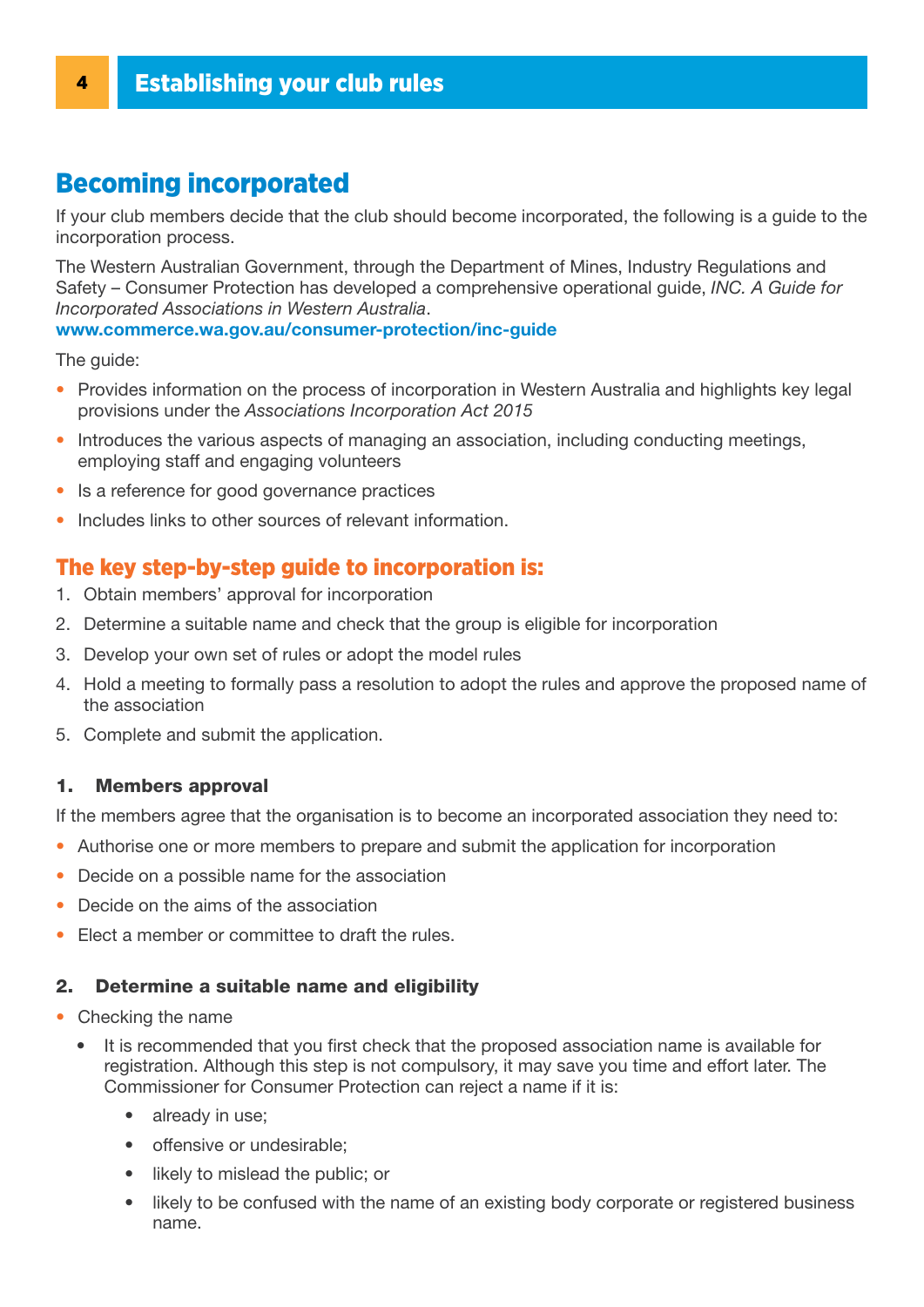## 4 Establishing your club rules

# Becoming incorporated

If your club members decide that the club should become incorporated, the following is a guide to the incorporation process.

The Western Australian Government, through the Department of Mines, Industry Regulations and Safety – Consumer Protection has developed a comprehensive operational guide, *INC. A Guide for Incorporated Associations in Western Australia*.
**www.commerce.wa.gov.au/consumer-protection/inc-guide**

The guide:

- Provides information on the process of incorporation in Western Australia and highlights key legal provisions under the *Associations Incorporation Act 2015*
- Introduces the various aspects of managing an association, including conducting meetings, employing staff and engaging volunteers
- Is a reference for good governance practices
- Includes links to other sources of relevant information.

## The key step-by-step guide to incorporation is:

1. Obtain members' approval for incorporation
2. Determine a suitable name and check that the group is eligible for incorporation
3. Develop your own set of rules or adopt the model rules
4. Hold a meeting to formally pass a resolution to adopt the rules and approve the proposed name of the association
5. Complete and submit the application.

### 1. Members approval

If the members agree that the organisation is to become an incorporated association they need to:

- Authorise one or more members to prepare and submit the application for incorporation
- Decide on a possible name for the association
- Decide on the aims of the association
- Elect a member or committee to draft the rules.

### 2. Determine a suitable name and eligibility

- Checking the name
  - It is recommended that you first check that the proposed association name is available for registration. Although this step is not compulsory, it may save you time and effort later. The Commissioner for Consumer Protection can reject a name if it is:
    - already in use;
    - offensive or undesirable;
    - likely to mislead the public; or
    - likely to be confused with the name of an existing body corporate or registered business name.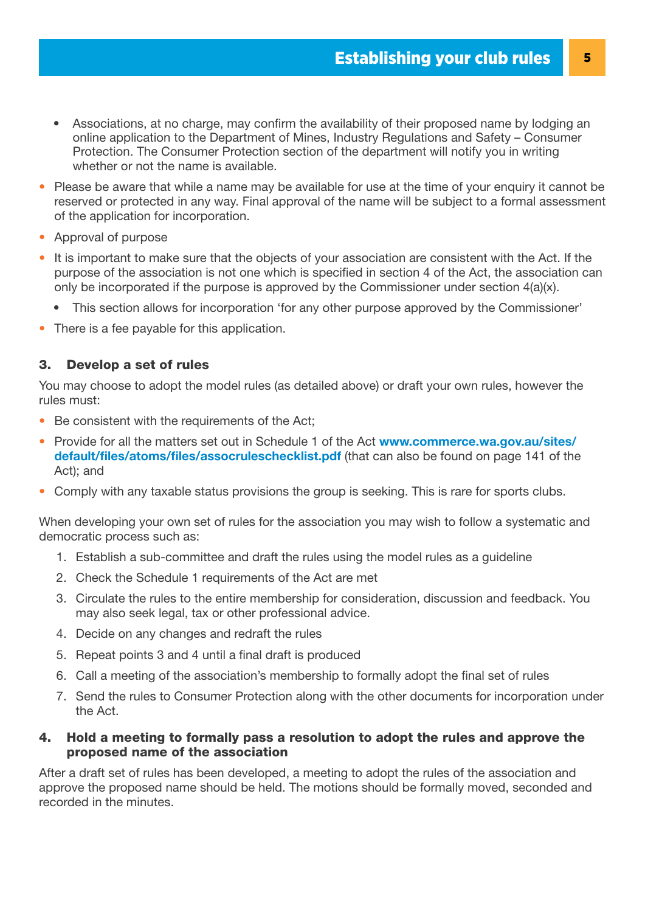- Associations, at no charge, may confirm the availability of their proposed name by lodging an online application to the Department of Mines, Industry Regulations and Safety – Consumer Protection. The Consumer Protection section of the department will notify you in writing whether or not the name is available.
- Please be aware that while a name may be available for use at the time of your enquiry it cannot be reserved or protected in any way. Final approval of the name will be subject to a formal assessment of the application for incorporation.
- Approval of purpose
- It is important to make sure that the objects of your association are consistent with the Act. If the purpose of the association is not one which is specified in section 4 of the Act, the association can only be incorporated if the purpose is approved by the Commissioner under section 4(a)(x).
  - This section allows for incorporation 'for any other purpose approved by the Commissioner'
- There is a fee payable for this application.

### 3. Develop a set of rules

You may choose to adopt the model rules (as detailed above) or draft your own rules, however the rules must:

- Be consistent with the requirements of the Act;
- Provide for all the matters set out in Schedule 1 of the Act **www.commerce.wa.gov.au/sites/default/files/atoms/files/assocruleschecklist.pdf** (that can also be found on page 141 of the Act); and
- Comply with any taxable status provisions the group is seeking. This is rare for sports clubs.

When developing your own set of rules for the association you may wish to follow a systematic and democratic process such as:

1. Establish a sub-committee and draft the rules using the model rules as a guideline
2. Check the Schedule 1 requirements of the Act are met
3. Circulate the rules to the entire membership for consideration, discussion and feedback. You may also seek legal, tax or other professional advice.
4. Decide on any changes and redraft the rules
5. Repeat points 3 and 4 until a final draft is produced
6. Call a meeting of the association's membership to formally adopt the final set of rules
7. Send the rules to Consumer Protection along with the other documents for incorporation under the Act.

### 4. Hold a meeting to formally pass a resolution to adopt the rules and approve the proposed name of the association

After a draft set of rules has been developed, a meeting to adopt the rules of the association and approve the proposed name should be held. The motions should be formally moved, seconded and recorded in the minutes.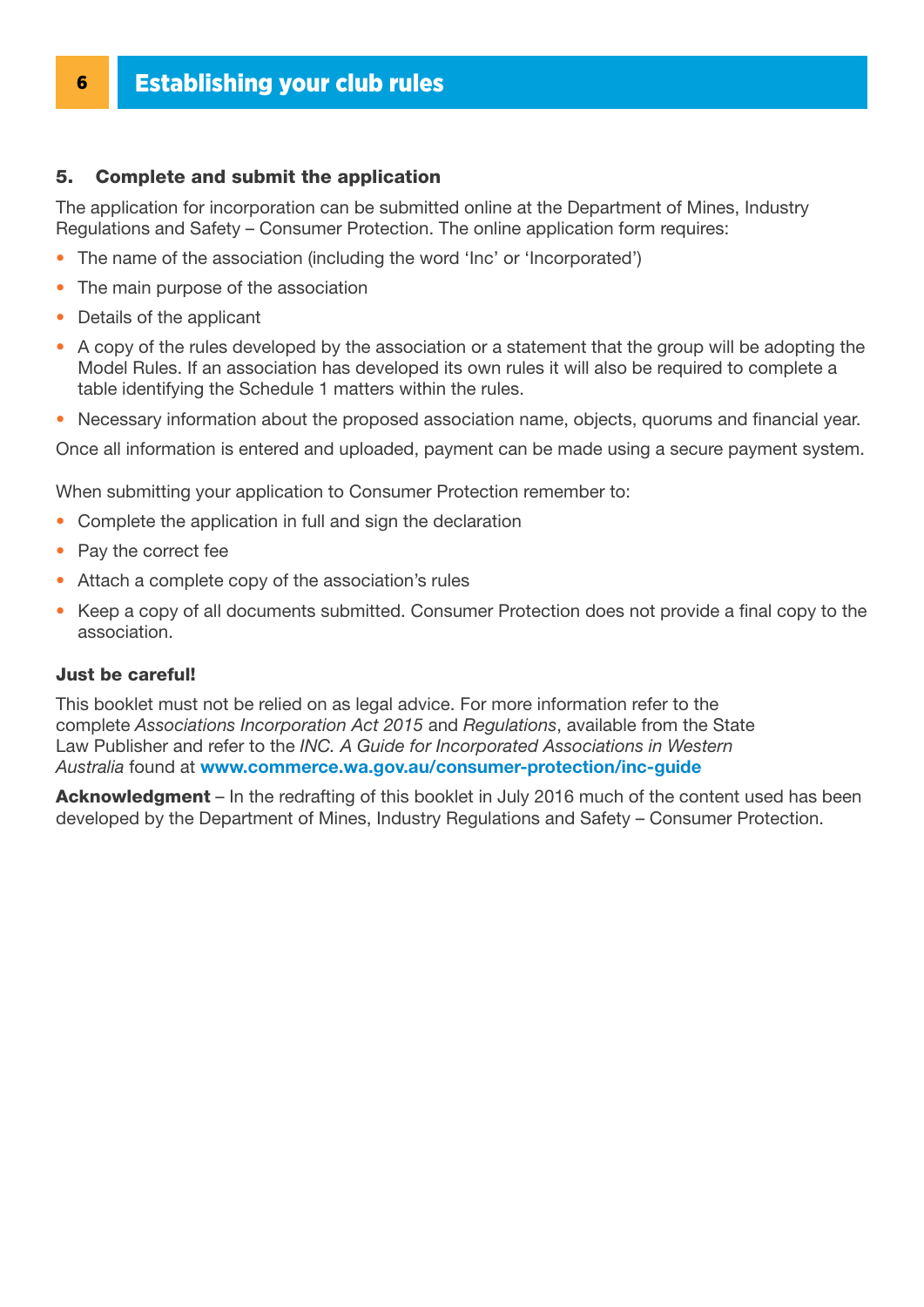## Establishing your club rules

### 5. Complete and submit the application

The application for incorporation can be submitted online at the Department of Mines, Industry Regulations and Safety – Consumer Protection. The online application form requires:

- The name of the association (including the word 'Inc' or 'Incorporated')
- The main purpose of the association
- Details of the applicant
- A copy of the rules developed by the association or a statement that the group will be adopting the Model Rules. If an association has developed its own rules it will also be required to complete a table identifying the Schedule 1 matters within the rules.
- Necessary information about the proposed association name, objects, quorums and financial year.

Once all information is entered and uploaded, payment can be made using a secure payment system.

When submitting your application to Consumer Protection remember to:

- Complete the application in full and sign the declaration
- Pay the correct fee
- Attach a complete copy of the association's rules
- Keep a copy of all documents submitted. Consumer Protection does not provide a final copy to the association.

**Just be careful!**

This booklet must not be relied on as legal advice. For more information refer to the complete *Associations Incorporation Act 2015* and *Regulations*, available from the State Law Publisher and refer to the *INC. A Guide for Incorporated Associations in Western Australia* found at **www.commerce.wa.gov.au/consumer-protection/inc-guide**

**Acknowledgment** – In the redrafting of this booklet in July 2016 much of the content used has been developed by the Department of Mines, Industry Regulations and Safety – Consumer Protection.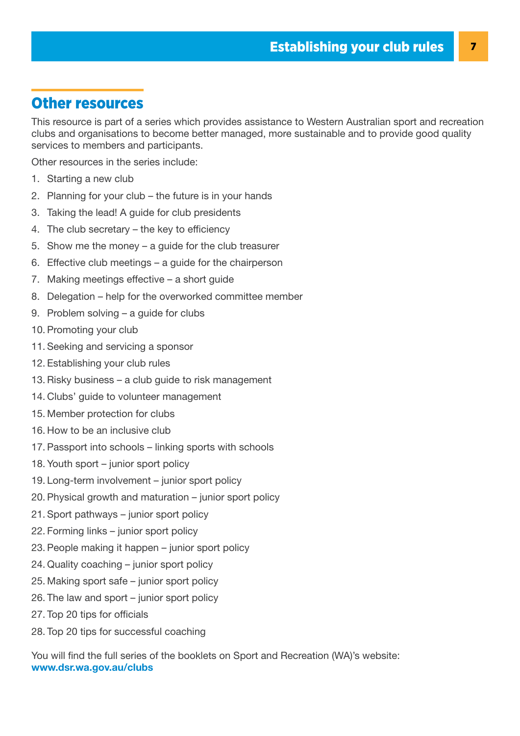## Other resources

This resource is part of a series which provides assistance to Western Australian sport and recreation clubs and organisations to become better managed, more sustainable and to provide good quality services to members and participants.

Other resources in the series include:

1. Starting a new club
2. Planning for your club – the future is in your hands
3. Taking the lead! A guide for club presidents
4. The club secretary – the key to efficiency
5. Show me the money – a guide for the club treasurer
6. Effective club meetings – a guide for the chairperson
7. Making meetings effective – a short guide
8. Delegation – help for the overworked committee member
9. Problem solving – a guide for clubs
10. Promoting your club
11. Seeking and servicing a sponsor
12. Establishing your club rules
13. Risky business – a club guide to risk management
14. Clubs' guide to volunteer management
15. Member protection for clubs
16. How to be an inclusive club
17. Passport into schools – linking sports with schools
18. Youth sport – junior sport policy
19. Long-term involvement – junior sport policy
20. Physical growth and maturation – junior sport policy
21. Sport pathways – junior sport policy
22. Forming links – junior sport policy
23. People making it happen – junior sport policy
24. Quality coaching – junior sport policy
25. Making sport safe – junior sport policy
26. The law and sport – junior sport policy
27. Top 20 tips for officials
28. Top 20 tips for successful coaching

You will find the full series of the booklets on Sport and Recreation (WA)'s website: **www.dsr.wa.gov.au/clubs**